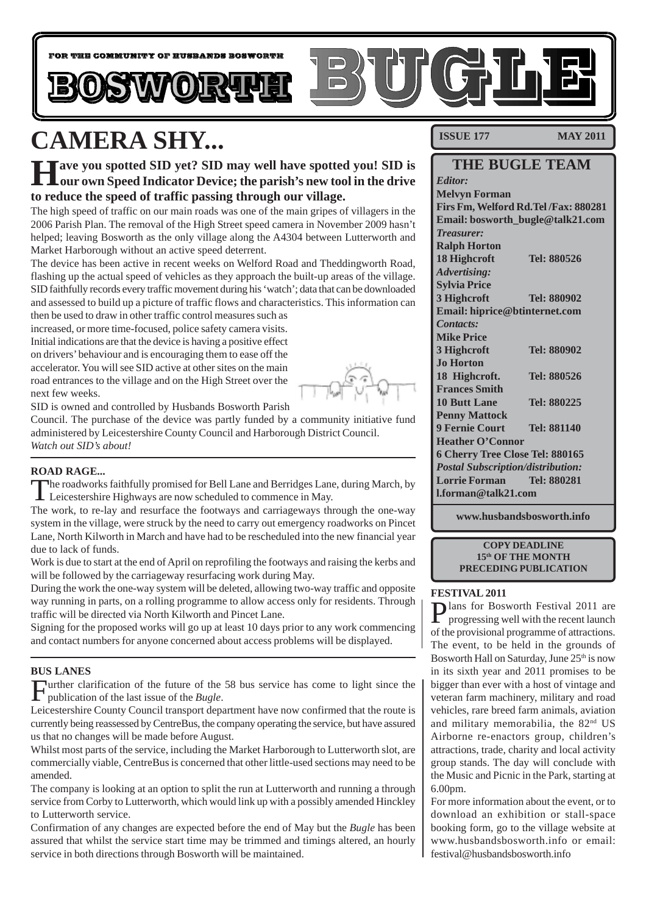FOR THE COMMUNITY OF HUSBANDS BOSWORTH

# BOSWORTH BUGLE

**ISSUE 177** **MAY 2011**

# CAMERA SHY...

**Have you spotted SID yet? SID may well have spotted you! SID is our own Speed Indicator Device; the parish's new tool in the drive to reduce the speed of traffic passing through our village.**

The high speed of traffic on our main roads was one of the main gripes of villagers in the 2006 Parish Plan. The removal of the High Street speed camera in November 2009 hasn't helped; leaving Bosworth as the only village along the A4304 between Lutterworth and Market Harborough without an active speed deterrent.

The device has been active in recent weeks on Welford Road and Theddingworth Road, flashing up the actual speed of vehicles as they approach the built-up areas of the village. SID faithfully records every traffic movement during his 'watch'; data that can be downloaded and assessed to build up a picture of traffic flows and characteristics. This information can then be used to draw in other traffic control measures such as increased, or more time-focused, police safety camera visits. Initial indications are that the device is having a positive effect on drivers' behaviour and is encouraging them to ease off the accelerator. You will see SID active at other sites on the main road entrances to the village and on the High Street over the next few weeks.

SID is owned and controlled by Husbands Bosworth Parish Council. The purchase of the device was partly funded by a community initiative fund administered by Leicestershire County Council and Harborough District Council.

*Watch out SID's about!*

### ROAD RAGE...

The roadworks faithfully promised for Bell Lane and Berridges Lane, during March, by Leicestershire Highways are now scheduled to commence in May.

The work, to re-lay and resurface the footways and carriageways through the one-way system in the village, were struck by the need to carry out emergency roadworks on Pincet Lane, North Kilworth in March and have had to be rescheduled into the new financial year due to lack of funds.

Work is due to start at the end of April on reprofiling the footways and raising the kerbs and will be followed by the carriageway resurfacing work during May.

During the work the one-way system will be deleted, allowing two-way traffic and opposite way running in parts, on a rolling programme to allow access only for residents. Through traffic will be directed via North Kilworth and Pincet Lane.

Signing for the proposed works will go up at least 10 days prior to any work commencing and contact numbers for anyone concerned about access problems will be displayed.

### BUS LANES

Further clarification of the future of the 58 bus service has come to light since the publication of the last issue of the *Bugle*.

Leicestershire County Council transport department have now confirmed that the route is currently being reassessed by CentreBus, the company operating the service, but have assured us that no changes will be made before August.

Whilst most parts of the service, including the Market Harborough to Lutterworth slot, are commercially viable, CentreBus is concerned that other little-used sections may need to be amended.

The company is looking at an option to split the run at Lutterworth and running a through service from Corby to Lutterworth, which would link up with a possibly amended Hinckley to Lutterworth service.

Confirmation of any changes are expected before the end of May but the *Bugle* has been assured that whilst the service start time may be trimmed and timings altered, an hourly service in both directions through Bosworth will be maintained.

## THE BUGLE TEAM

*Editor:*
**Melvyn Forman**
**Firs Fm, Welford Rd.Tel /Fax: 880281**
**Email: bosworth_bugle@talk21.com**

*Treasurer:*
**Ralph Horton**
**18 Highcroft Tel: 880526**

*Advertising:*
**Sylvia Price**
**3 Highcroft Tel: 880902**
**Email: hiprice@btinternet.com**

*Contacts:*
**Mike Price**
**3 Highcroft Tel: 880902**
**Jo Horton**
**18 Highcroft. Tel: 880526**
**Frances Smith**
**10 Butt Lane Tel: 880225**
**Penny Mattock**
**9 Fernie Court Tel: 881140**
**Heather O'Connor**
**6 Cherry Tree Close Tel: 880165**

*Postal Subscription/distribution:*
**Lorrie Forman Tel: 880281**
**l.forman@talk21.com**

**www.husbandsbosworth.info**

**COPY DEADLINE**
**15th OF THE MONTH PRECEDING PUBLICATION**

### FESTIVAL 2011

Plans for Bosworth Festival 2011 are progressing well with the recent launch of the provisional programme of attractions. The event, to be held in the grounds of Bosworth Hall on Saturday, June 25th is now in its sixth year and 2011 promises to be bigger than ever with a host of vintage and veteran farm machinery, military and road vehicles, rare breed farm animals, aviation and military memorabilia, the 82nd US Airborne re-enactors group, children's attractions, trade, charity and local activity group stands. The day will conclude with the Music and Picnic in the Park, starting at 6.00pm.

For more information about the event, or to download an exhibition or stall-space booking form, go to the village website at www.husbandsbosworth.info or email: festival@husbandsbosworth.info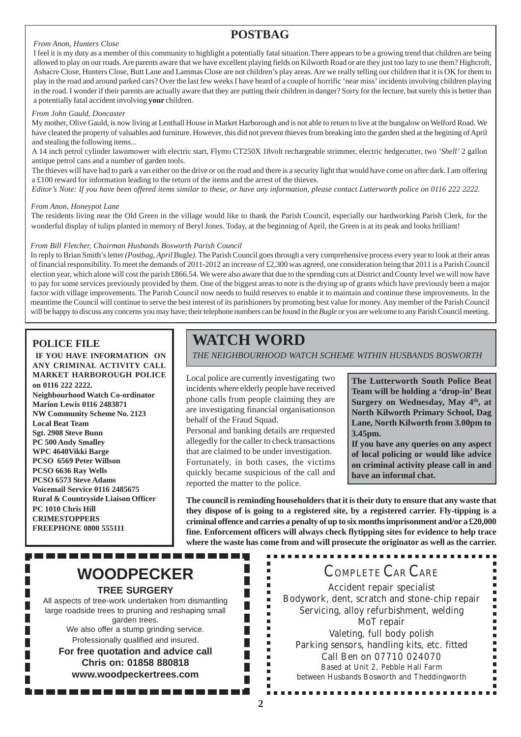## POSTBAG

*From Anon, Hunters Close*

I feel it is my duty as a member of this community to highlight a potentially fatal situation.There appears to be a growing trend that children are being allowed to play on our roads. Are parents aware that we have excellent playing fields on Kilworth Road or are they just too lazy to use them? Highcroft, Ashacre Close, Hunters Close, Butt Lane and Lammas Close are not children's play areas. Are we really telling our children that it is OK for them to play in the road and around parked cars? Over the last few weeks I have heard of a couple of horrific 'near miss' incidents involving children playing in the road. I wonder if their parents are actually aware that they are putting their children in danger? Sorry for the lecture, but surely this is better than a potentially fatal accident involving **your** children.

*From John Gauld, Doncaster*

My mother, Olive Gauld, is now living at Lenthall House in Market Harborough and is not able to return to live at the bungalow on Welford Road. We have cleared the property of valuables and furniture. However, this did not prevent thieves from breaking into the garden shed at the begining of April and stealing the following items...

A 14 inch petrol cylinder lawnmower with electric start, Flymo CT250X 18volt rechargeable strimmer, electric hedgecutter, two *'Shell'* 2 gallon antique petrol cans and a number of garden tools.

The thieves will have had to park a van either on the drive or on the road and there is a security light that would have come on after dark. I am offering a £100 reward for information leading to the return of the items and the arrest of the thieves.

*Editor's Note: If you have been offered items similar to these, or have any information, please contact Lutterworth police on 0116 222 2222.*

*From Anon, Honeypot Lane*

The residents living near the Old Green in the village would like to thank the Parish Council, especially our hardworking Parish Clerk, for the wonderful display of tulips planted in memory of Beryl Jones. Today, at the beginning of April, the Green is at its peak and looks brilliant!

*From Bill Fletcher, Chairman Husbands Bosworth Parish Council*

In reply to Brian Smith's letter *(Postbag, April* Bugle*)*. The Parish Council goes through a very comprehensive process every year to look at their areas of financial responsibility. To meet the demands of 2011-2012 an increase of £2,300 was agreed, one consideration being that 2011 is a Parish Council election year, which alone will cost the parish £866.54. We were also aware that due to the spending cuts at District and County level we will now have to pay for some services previously provided by them. One of the biggest areas to note is the drying up of grants which have previously been a major factor with village improvements. The Parish Council now needs to build reserves to enable it to maintain and continue these improvements. In the meantime the Council will continue to serve the best interest of its parishioners by promoting best value for money. Any member of the Parish Council will be happy to discuss any concerns you may have; their telephone numbers can be found in the *Bugle* or you are welcome to any Parish Council meeting.

### POLICE FILE

**IF YOU HAVE INFORMATION ON ANY CRIMINAL ACTIVITY CALL MARKET HARBOROUGH POLICE on 0116 222 2222.**

**Neighbourhood Watch Co-ordinator**
**Marion Lewis 0116 2483871**
**NW Community Scheme No. 2123**
**Local Beat Team**
**Sgt. 2908 Steve Bunn**
**PC 500 Andy Smalley**
**WPC 4640Vikki Barge**
**PCSO 6569 Peter Willson**
**PCSO 6636 Ray Wells**
**PCSO 6573 Steve Adams**
**Voicemail Service 0116 2485675**
**Rural & Countryside Liaison Officer**
**PC 1010 Chris Hill**
**CRIMESTOPPERS**
**FREEPHONE 0800 555111**

## WATCH WORD

*THE NEIGHBOURHOOD WATCH SCHEME WITHIN HUSBANDS BOSWORTH*

Local police are currently investigating two incidents where elderly people have received phone calls from people claiming they are are investigating financial organisationson behalf of the Fraud Squad.

Personal and banking details are requested allegedly for the caller to check transactions that are claimed to be under investigation.

Fortunately, in both cases, the victims quickly became suspicious of the call and reported the matter to the police.

**The Lutterworth South Police Beat Team will be holding a 'drop-in' Beat Surgery on Wednesday, May 4th, at North Kilworth Primary School, Dag Lane, North Kilworth from 3.00pm to 3.45pm.**

**If you have any queries on any aspect of local policing or would like advice on criminal activity please call in and have an informal chat.**

**The council is reminding householders that it is their duty to ensure that any waste that they dispose of is going to a registered site, by a registered carrier. Fly-tipping is a criminal offence and carries a penalty of up to six months imprisonment and/or a £20,000 fine. Enforcement officers will always check flytipping sites for evidence to help trace where the waste has come from and will prosecute the originator as well as the carrier.**

## WOODPECKER

**TREE SURGERY**

All aspects of tree-work undertaken from dismantling large roadside trees to pruning and reshaping small garden trees.
We also offer a stump grinding service.
Professionally qualified and insured.

**For free quotation and advice call**
**Chris on: 01858 880818**
**www.woodpeckertrees.com**

## COMPLETE CAR CARE

Accident repair specialist
Bodywork, dent, scratch and stone-chip repair
Servicing, alloy refurbishment, welding
MoT repair
Valeting, full body polish
Parking sensors, handling kits, etc. fitted
Call Ben on 07710 024070
Based at Unit 2, Pebble Hall Farm
between Husbands Bosworth and Theddingworth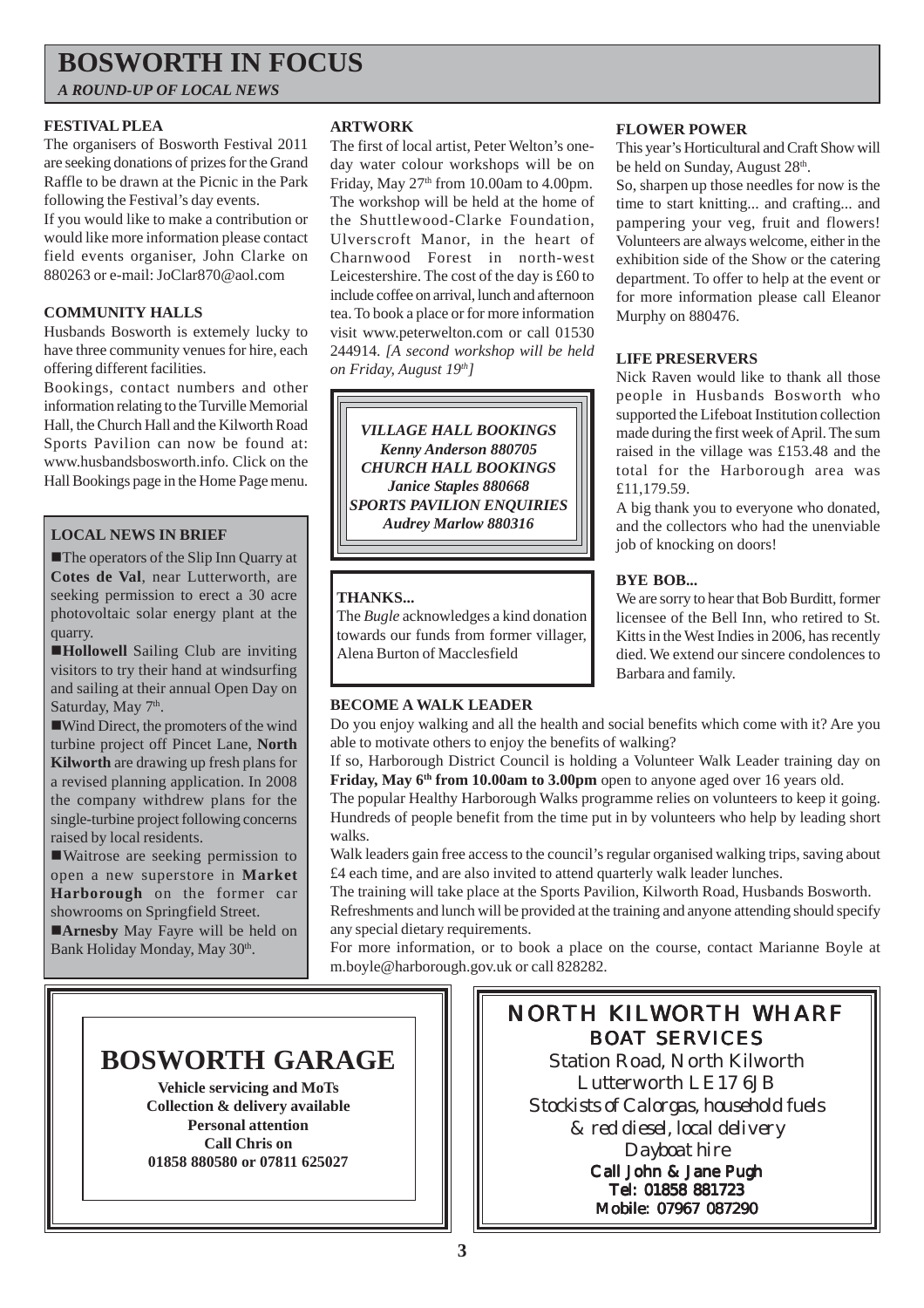# BOSWORTH IN FOCUS

*A ROUND-UP OF LOCAL NEWS*

### FESTIVAL PLEA

The organisers of Bosworth Festival 2011 are seeking donations of prizes for the Grand Raffle to be drawn at the Picnic in the Park following the Festival's day events.

If you would like to make a contribution or would like more information please contact field events organiser, John Clarke on 880263 or e-mail: JoClar870@aol.com

### COMMUNITY HALLS

Husbands Bosworth is extemely lucky to have three community venues for hire, each offering different facilities.

Bookings, contact numbers and other information relating to the Turville Memorial Hall, the Church Hall and the Kilworth Road Sports Pavilion can now be found at: www.husbandsbosworth.info. Click on the Hall Bookings page in the Home Page menu.

### LOCAL NEWS IN BRIEF

- The operators of the Slip Inn Quarry at **Cotes de Val**, near Lutterworth, are seeking permission to erect a 30 acre photovoltaic solar energy plant at the quarry.
- **Hollowell** Sailing Club are inviting visitors to try their hand at windsurfing and sailing at their annual Open Day on Saturday, May 7th.
- Wind Direct, the promoters of the wind turbine project off Pincet Lane, **North Kilworth** are drawing up fresh plans for a revised planning application. In 2008 the company withdrew plans for the single-turbine project following concerns raised by local residents.
- Waitrose are seeking permission to open a new superstore in **Market Harborough** on the former car showrooms on Springfield Street.
- **Arnesby** May Fayre will be held on Bank Holiday Monday, May 30th.

### ARTWORK

The first of local artist, Peter Welton's one-day water colour workshops will be on Friday, May 27th from 10.00am to 4.00pm. The workshop will be held at the home of the Shuttlewood-Clarke Foundation, Ulverscroft Manor, in the heart of Charnwood Forest in north-west Leicestershire. The cost of the day is £60 to include coffee on arrival, lunch and afternoon tea. To book a place or for more information visit www.peterwelton.com or call 01530 244914. *[A second workshop will be held on Friday, August 19th]*

***VILLAGE HALL BOOKINGS***
***Kenny Anderson 880705***
***CHURCH HALL BOOKINGS***
***Janice Staples 880668***
***SPORTS PAVILION ENQUIRIES***
***Audrey Marlow 880316***

### THANKS...

The *Bugle* acknowledges a kind donation towards our funds from former villager, Alena Burton of Macclesfield

### FLOWER POWER

This year's Horticultural and Craft Show will be held on Sunday, August 28th.

So, sharpen up those needles for now is the time to start knitting... and crafting... and pampering your veg, fruit and flowers! Volunteers are always welcome, either in the exhibition side of the Show or the catering department. To offer to help at the event or for more information please call Eleanor Murphy on 880476.

### LIFE PRESERVERS

Nick Raven would like to thank all those people in Husbands Bosworth who supported the Lifeboat Institution collection made during the first week of April. The sum raised in the village was £153.48 and the total for the Harborough area was £11,179.59.

A big thank you to everyone who donated, and the collectors who had the unenviable job of knocking on doors!

### BYE BOB...

We are sorry to hear that Bob Burditt, former licensee of the Bell Inn, who retired to St. Kitts in the West Indies in 2006, has recently died. We extend our sincere condolences to Barbara and family.

### BECOME A WALK LEADER

Do you enjoy walking and all the health and social benefits which come with it? Are you able to motivate others to enjoy the benefits of walking?

If so, Harborough District Council is holding a Volunteer Walk Leader training day on **Friday, May 6th from 10.00am to 3.00pm** open to anyone aged over 16 years old.

The popular Healthy Harborough Walks programme relies on volunteers to keep it going. Hundreds of people benefit from the time put in by volunteers who help by leading short walks.

Walk leaders gain free access to the council's regular organised walking trips, saving about £4 each time, and are also invited to attend quarterly walk leader lunches.

The training will take place at the Sports Pavilion, Kilworth Road, Husbands Bosworth.

Refreshments and lunch will be provided at the training and anyone attending should specify any special dietary requirements.

For more information, or to book a place on the course, contact Marianne Boyle at m.boyle@harborough.gov.uk or call 828282.

## BOSWORTH GARAGE

**Vehicle servicing and MoTs**
**Collection & delivery available**
**Personal attention**
**Call Chris on**
**01858 880580 or 07811 625027**

## NORTH KILWORTH WHARF BOAT SERVICES

Station Road, North Kilworth
Lutterworth LE17 6JB
*Stockists of Calorgas, household fuels & red diesel, local delivery*
*Dayboat hire*
**Call John & Jane Pugh**
**Tel: 01858 881723**
**Mobile: 07967 087290**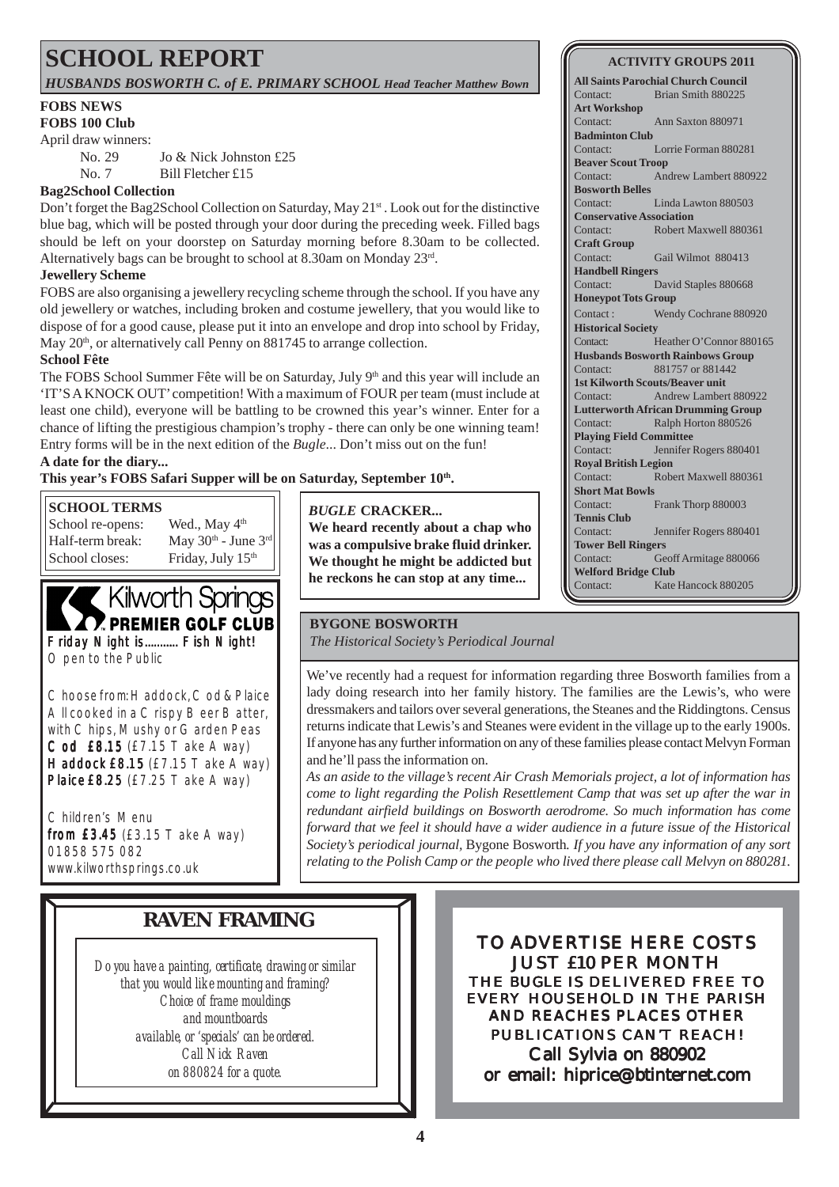# SCHOOL REPORT

*HUSBANDS BOSWORTH C. of E. PRIMARY SCHOOL Head Teacher Matthew Bown*

**FOBS NEWS**

**FOBS 100 Club**

April draw winners:

No. 29 Jo & Nick Johnston £25

No. 7 Bill Fletcher £15

**Bag2School Collection**

Don't forget the Bag2School Collection on Saturday, May 21st. Look out for the distinctive blue bag, which will be posted through your door during the preceding week. Filled bags should be left on your doorstep on Saturday morning before 8.30am to be collected. Alternatively bags can be brought to school at 8.30am on Monday 23rd.

**Jewellery Scheme**

FOBS are also organising a jewellery recycling scheme through the school. If you have any old jewellery or watches, including broken and costume jewellery, that you would like to dispose of for a good cause, please put it into an envelope and drop into school by Friday, May 20th, or alternatively call Penny on 881745 to arrange collection.

**School Fête**

The FOBS School Summer Fête will be on Saturday, July 9th and this year will include an 'IT'S A KNOCK OUT' competition! With a maximum of FOUR per team (must include at least one child), everyone will be battling to be crowned this year's winner. Enter for a chance of lifting the prestigious champion's trophy - there can only be one winning team! Entry forms will be in the next edition of the *Bugle*... Don't miss out on the fun!

**A date for the diary...**

**This year's FOBS Safari Supper will be on Saturday, September 10th.**

**SCHOOL TERMS**

| | |
|---|---|
| School re-opens: | Wed., May 4th |
| Half-term break: | May 30th - June 3rd |
| School closes: | Friday, July 15th |

***BUGLE* CRACKER...**

**We heard recently about a chap who was a compulsive brake fluid drinker. We thought he might be addicted but he reckons he can stop at any time...**

**Kilworth Springs PREMIER GOLF CLUB**

**Friday Night is........... Fish Night!**

Open to the Public

Choose from: Haddock, Cod & Plaice
All cooked in a Crispy Beer Batter,
with Chips, Mushy or Garden Peas

**Cod £8.15** (£7.15 Take Away)
**Haddock £8.15** (£7.15 Take Away)
**Plaice £8.25** (£7.25 Take Away)

Children's Menu
**from £3.45** (£3.15 Take Away)
01858 575 082
www.kilworthsprings.co.uk

**BYGONE BOSWORTH**

*The Historical Society's Periodical Journal*

We've recently had a request for information regarding three Bosworth families from a lady doing research into her family history. The families are the Lewis's, who were dressmakers and tailors over several generations, the Steanes and the Riddingtons. Census returns indicate that Lewis's and Steanes were evident in the village up to the early 1900s. If anyone has any further information on any of these families please contact Melvyn Forman and he'll pass the information on.

*As an aside to the village's recent Air Crash Memorials project, a lot of information has come to light regarding the Polish Resettlement Camp that was set up after the war in redundant airfield buildings on Bosworth aerodrome. So much information has come forward that we feel it should have a wider audience in a future issue of the Historical Society's periodical journal,* Bygone Bosworth*. If you have any information of any sort relating to the Polish Camp or the people who lived there please call Melvyn on 880281.*

**ACTIVITY GROUPS 2011**

**All Saints Parochial Church Council**
Contact: Brian Smith 880225

**Art Workshop**
Contact: Ann Saxton 880971

**Badminton Club**
Contact: Lorrie Forman 880281

**Beaver Scout Troop**
Contact: Andrew Lambert 880922

**Bosworth Belles**
Contact: Linda Lawton 880503

**Conservative Association**
Contact: Robert Maxwell 880361

**Craft Group**
Contact: Gail Wilmot 880413

**Handbell Ringers**
Contact: David Staples 880668

**Honeypot Tots Group**
Contact : Wendy Cochrane 880920

**Historical Society**
Contact: Heather O'Connor 880165

**Husbands Bosworth Rainbows Group**
Contact: 881757 or 881442

**1st Kilworth Scouts/Beaver unit**
Contact: Andrew Lambert 880922

**Lutterworth African Drumming Group**
Contact: Ralph Horton 880526

**Playing Field Committee**
Contact: Jennifer Rogers 880401

**Royal British Legion**
Contact: Robert Maxwell 880361

**Short Mat Bowls**
Contact: Frank Thorp 880003

**Tennis Club**
Contact: Jennifer Rogers 880401

**Tower Bell Ringers**
Contact: Geoff Armitage 880066

**Welford Bridge Club**
Contact: Kate Hancock 880205

## RAVEN FRAMING

*Do you have a painting, certificate, drawing or similar that you would like mounting and framing? Choice of frame mouldings and mountboards available, or 'specials' can be ordered. Call Nick Raven on 880824 for a quote.*

**TO ADVERTISE HERE COSTS JUST £10 PER MONTH**

THE BUGLE IS DELIVERED FREE TO EVERY HOUSEHOLD IN THE PARISH AND REACHES PLACES OTHER PUBLICATIONS CAN'T REACH!

Call Sylvia on 880902
or email: hiprice@btinternet.com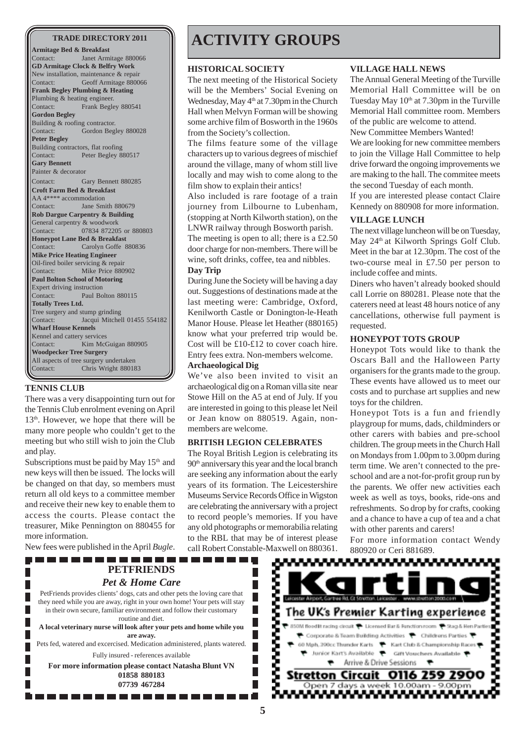## TRADE DIRECTORY 2011

**Armitage Bed & Breakfast**
Contact: Janet Armitage 880066

**GD Armitage Clock & Belfry Work**
New installation, maintenance & repair
Contact: Geoff Armitage 880066

**Frank Begley Plumbing & Heating**
Plumbing & heating engineer.
Contact: Frank Begley 880541

**Gordon Begley**
Building & roofing contractor.
Contact: Gordon Begley 880028

**Peter Begley**
Building contractors, flat roofing
Contact: Peter Begley 880517

**Gary Bennett**
Painter & decorator
Contact: Gary Bennett 880285

**Croft Farm Bed & Breakfast**
AA 4**** accommodation
Contact: Jane Smith 880679

**Rob Dargue Carpentry & Building**
General carpentry & woodwork
Contact: 07834 872205 or 880803

**Honeypot Lane Bed & Breakfast**
Contact: Carolyn Goffe 880836

**Mike Price Heating Engineer**
Oil-fired boiler servicing & repair
Contact: Mike Price 880902

**Paul Bolton School of Motoring**
Expert driving instruction
Contact: Paul Bolton 880115

**Totally Trees Ltd.**
Tree surgery and stump grinding
Contact: Jacqui Mitchell 01455 554182

**Wharf House Kennels**
Kennel and cattery services
Contact: Kim McGuigan 880905

**Woodpecker Tree Surgery**
All aspects of tree surgery undertaken
Contact: Chris Wright 880183

### TENNIS CLUB

There was a very disappointing turn out for the Tennis Club enrolment evening on April 13th. However, we hope that there will be many more people who couldn't get to the meeting but who still wish to join the Club and play.

Subscriptions must be paid by May 15th and new keys will then be issued. The locks will be changed on that day, so members must return all old keys to a committee member and receive their new key to enable them to access the courts. Please contact the treasurer, Mike Pennington on 880455 for more information.

New fees were published in the April *Bugle*.

# ACTIVITY GROUPS

### HISTORICAL SOCIETY

The next meeting of the Historical Society will be the Members' Social Evening on Wednesday, May 4th at 7.30pm in the Church Hall when Melvyn Forman will be showing some archive film of Bosworth in the 1960s from the Society's collection.

The films feature some of the village characters up to various degrees of mischief around the village, many of whom still live locally and may wish to come along to the film show to explain their antics!

Also included is rare footage of a train journey from Lilbourne to Lubenham, (stopping at North Kilworth station), on the LNWR railway through Bosworth parish.

The meeting is open to all; there is a £2.50 door charge for non-members. There will be wine, soft drinks, coffee, tea and nibbles.

**Day Trip**

During June the Society will be having a day out. Suggestions of destinations made at the last meeting were: Cambridge, Oxford, Kenilworth Castle or Donington-le-Heath Manor House. Please let Heather (880165) know what your preferred trip would be. Cost will be £10-£12 to cover coach hire. Entry fees extra. Non-members welcome.

**Archaeological Dig**

We've also been invited to visit an archaeological dig on a Roman villa site near Stowe Hill on the A5 at end of July. If you are interested in going to this please let Neil or Jean know on 880519. Again, non-members are welcome.

### BRITISH LEGION CELEBRATES

The Royal British Legion is celebrating its 90th anniversary this year and the local branch are seeking any information about the early years of its formation. The Leicestershire Museums Service Records Office in Wigston are celebrating the anniversary with a project to record people's memories. If you have any old photographs or memorabilia relating to the RBL that may be of interest please call Robert Constable-Maxwell on 880361.

### VILLAGE HALL NEWS

The Annual General Meeting of the Turville Memorial Hall Committee will be on Tuesday May 10th at 7.30pm in the Turville Memorial Hall committee room. Members of the public are welcome to attend.

New Committee Members Wanted!

We are looking for new committee members to join the Village Hall Committee to help drive forward the ongoing improvements we are making to the hall. The commitee meets the second Tuesday of each month.

If you are interested please contact Claire Kennedy on 880908 for more information.

### VILLAGE LUNCH

The next village luncheon will be on Tuesday, May 24th at Kilworth Springs Golf Club. Meet in the bar at 12.30pm. The cost of the two-course meal in £7.50 per person to include coffee and mints.

Diners who haven't already booked should call Lorrie on 880281. Please note that the caterers need at least 48 hours notice of any cancellations, otherwise full payment is requested.

### HONEYPOT TOTS GROUP

Honeypot Tots would like to thank the Oscars Ball and the Halloween Party organisers for the grants made to the group. These events have allowed us to meet our costs and to purchase art supplies and new toys for the children.

Honeypot Tots is a fun and friendly playgroup for mums, dads, childminders or other carers with babies and pre-school children. The group meets in the Church Hall on Mondays from 1.00pm to 3.00pm during term time. We aren't connected to the pre-school and are a not-for-profit group run by the parents. We offer new activities each week as well as toys, books, ride-ons and refreshments. So drop by for crafts, cooking and a chance to have a cup of tea and a chat with other parents and carers!

For more information contact Wendy 880920 or Ceri 881689.

---

**PETFRIENDS**

*Pet & Home Care*

PetFriends provides clients' dogs, cats and other pets the loving care that they need while you are away, right in your own home! Your pets will stay in their own secure, familiar environment and follow their customary routine and diet.

**A local veterinary nurse will look after your pets and home while you are away.**

Pets fed, watered and excercised. Medication administered, plants watered.

Fully insured - references available

**For more information please contact Natasha Blunt VN**
**01858 880183**
**07739 467284**

---

**Karting**

Leicester Airport, Gartree Rd, Gt Stretton, Leicester. www.stretton2000.com

The UK's Premier Karting experience

850M floodlit racing circuit • Licensed Bar & Function room • Stag & Hen Parties • Corporate & Team Building Activities • Childrens Parties • 60 Mph, 390cc Thunder Karts • Kart Club & Championship Races • Junior Kart's Available • Gift Vouchers Available • Arrive & Drive Sessions

**Stretton Circuit 0116 259 2900**

Open 7 days a week 10.00am - 9.00pm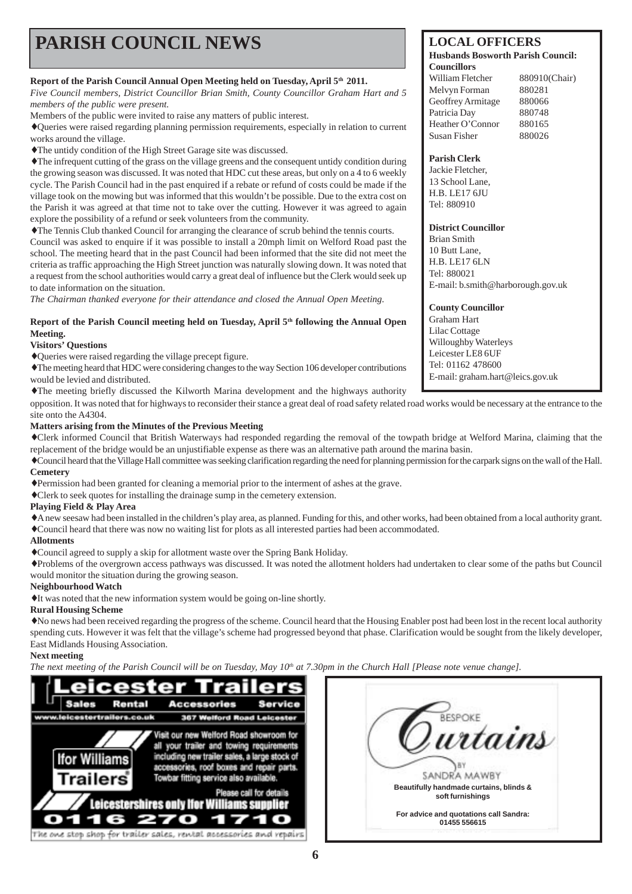# PARISH COUNCIL NEWS

**Report of the Parish Council Annual Open Meeting held on Tuesday, April 5th 2011.**

*Five Council members, District Councillor Brian Smith, County Councillor Graham Hart and 5 members of the public were present.*

Members of the public were invited to raise any matters of public interest.

♦Queries were raised regarding planning permission requirements, especially in relation to current works around the village.

♦The untidy condition of the High Street Garage site was discussed.

♦The infrequent cutting of the grass on the village greens and the consequent untidy condition during the growing season was discussed. It was noted that HDC cut these areas, but only on a 4 to 6 weekly cycle. The Parish Council had in the past enquired if a rebate or refund of costs could be made if the village took on the mowing but was informed that this wouldn't be possible. Due to the extra cost on the Parish it was agreed at that time not to take over the cutting. However it was agreed to again explore the possibility of a refund or seek volunteers from the community.

♦The Tennis Club thanked Council for arranging the clearance of scrub behind the tennis courts.

Council was asked to enquire if it was possible to install a 20mph limit on Welford Road past the school. The meeting heard that in the past Council had been informed that the site did not meet the criteria as traffic approaching the High Street junction was naturally slowing down. It was noted that a request from the school authorities would carry a great deal of influence but the Clerk would seek up to date information on the situation.

*The Chairman thanked everyone for their attendance and closed the Annual Open Meeting.*

**Report of the Parish Council meeting held on Tuesday, April 5th following the Annual Open Meeting.**

**Visitors' Questions**

♦Queries were raised regarding the village precept figure.

♦The meeting heard that HDC were considering changes to the way Section 106 developer contributions would be levied and distributed.

♦The meeting briefly discussed the Kilworth Marina development and the highways authority opposition. It was noted that for highways to reconsider their stance a great deal of road safety related road works would be necessary at the entrance to the site onto the A4304.

**Matters arising from the Minutes of the Previous Meeting**

♦Clerk informed Council that British Waterways has responded regarding the removal of the towpath bridge at Welford Marina, claiming that the replacement of the bridge would be an unjustifiable expense as there was an alternative path around the marina basin.

♦Council heard that the Village Hall committee was seeking clarification regarding the need for planning permission for the carpark signs on the wall of the Hall.

**Cemetery**

♦Permission had been granted for cleaning a memorial prior to the interment of ashes at the grave.

♦Clerk to seek quotes for installing the drainage sump in the cemetery extension.

**Playing Field & Play Area**

♦A new seesaw had been installed in the children's play area, as planned. Funding for this, and other works, had been obtained from a local authority grant.

♦Council heard that there was now no waiting list for plots as all interested parties had been accommodated.

**Allotments**

♦Council agreed to supply a skip for allotment waste over the Spring Bank Holiday.

♦Problems of the overgrown access pathways was discussed. It was noted the allotment holders had undertaken to clear some of the paths but Council would monitor the situation during the growing season.

**Neighbourhood Watch**

♦It was noted that the new information system would be going on-line shortly.

**Rural Housing Scheme**

♦No news had been received regarding the progress of the scheme. Council heard that the Housing Enabler post had been lost in the recent local authority spending cuts. However it was felt that the village's scheme had progressed beyond that phase. Clarification would be sought from the likely developer, East Midlands Housing Association.

**Next meeting**

*The next meeting of the Parish Council will be on Tuesday, May 10th at 7.30pm in the Church Hall [Please note venue change].*

## LOCAL OFFICERS

**Husbands Bosworth Parish Council:**

**Councillors**

| | |
|---|---|
| William Fletcher | 880910(Chair) |
| Melvyn Forman | 880281 |
| Geoffrey Armitage | 880066 |
| Patricia Day | 880748 |
| Heather O'Connor | 880165 |
| Susan Fisher | 880026 |

**Parish Clerk**

Jackie Fletcher,
13 School Lane,
H.B. LE17 6JU
Tel: 880910

**District Councillor**

Brian Smith
10 Butt Lane,
H.B. LE17 6LN
Tel: 880021
E-mail: b.smith@harborough.gov.uk

**County Councillor**

Graham Hart
Lilac Cottage
Willoughby Waterleys
Leicester LE8 6UF
Tel: 01162 478600
E-mail: graham.hart@leics.gov.uk

**Leicester Trailers**

Sales Rental Accessories Service

www.leicestertrailers.co.uk 367 Welford Road Leicester

Ifor Williams Trailers

Visit our new Welford Road showroom for all your trailer and towing requirements including new trailer sales, a large stock of accessories, roof boxes and repair parts. Towbar fitting service also available.

Please call for details

Leicestershires only Ifor Williams supplier

0116 270 1710

The one stop shop for trailer sales, rental accessories and repairs

BESPOKE Curtains BY SANDRA MAWBY

**Beautifully handmade curtains, blinds & soft furnishings**

**For advice and quotations call Sandra: 01455 556615**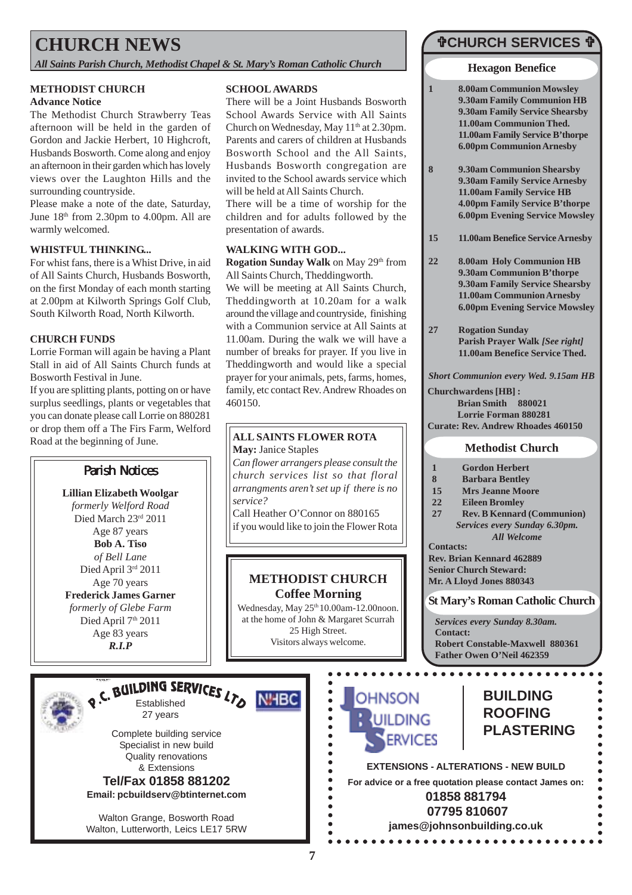# CHURCH NEWS

*All Saints Parish Church, Methodist Chapel & St. Mary's Roman Catholic Church*

### METHODIST CHURCH
**Advance Notice**

The Methodist Church Strawberry Teas afternoon will be held in the garden of Gordon and Jackie Herbert, 10 Highcroft, Husbands Bosworth. Come along and enjoy an afternoon in their garden which has lovely views over the Laughton Hills and the surrounding countryside.

Please make a note of the date, Saturday, June 18th from 2.30pm to 4.00pm. All are warmly welcomed.

### WHISTFUL THINKING...

For whist fans, there is a Whist Drive, in aid of All Saints Church, Husbands Bosworth, on the first Monday of each month starting at 2.00pm at Kilworth Springs Golf Club, South Kilworth Road, North Kilworth.

### CHURCH FUNDS

Lorrie Forman will again be having a Plant Stall in aid of All Saints Church funds at Bosworth Festival in June.

If you are splitting plants, potting on or have surplus seedlings, plants or vegetables that you can donate please call Lorrie on 880281 or drop them off a The Firs Farm, Welford Road at the beginning of June.

### Parish Notices

**Lillian Elizabeth Woolgar**
*formerly Welford Road*
Died March 23rd 2011
Age 87 years

**Bob A. Tiso**
*of Bell Lane*
Died April 3rd 2011
Age 70 years

**Frederick James Garner**
*formerly of Glebe Farm*
Died April 7th 2011
Age 83 years

***R.I.P***

### SCHOOL AWARDS

There will be a Joint Husbands Bosworth School Awards Service with All Saints Church on Wednesday, May 11th at 2.30pm. Parents and carers of children at Husbands Bosworth School and the All Saints, Husbands Bosworth congregation are invited to the School awards service which will be held at All Saints Church.

There will be a time of worship for the children and for adults followed by the presentation of awards.

### WALKING WITH GOD...

**Rogation Sunday Walk** on May 29th from All Saints Church, Theddingworth.

We will be meeting at All Saints Church, Theddingworth at 10.20am for a walk around the village and countryside, finishing with a Communion service at All Saints at 11.00am. During the walk we will have a number of breaks for prayer. If you live in Theddingworth and would like a special prayer for your animals, pets, farms, homes, family, etc contact Rev. Andrew Rhoades on 460150.

### ALL SAINTS FLOWER ROTA

**May:** Janice Staples

*Can flower arrangers please consult the church services list so that floral arrangements aren't set up if there is no service?*

Call Heather O'Connor on 880165 if you would like to join the Flower Rota

### METHODIST CHURCH
### Coffee Morning

Wednesday, May 25th 10.00am-12.00noon.
at the home of John & Margaret Scurrah
25 High Street.
Visitors always welcome.

## ✞CHURCH SERVICES ✞

### Hexagon Benefice

**1**
- 8.00am Communion Mowsley
- 9.30am Family Communion HB
- 9.30am Family Service Shearsby
- 11.00am Communion Thed.
- 11.00am Family Service B'thorpe
- 6.00pm Communion Arnesby

**8**
- 9.30am Communion Shearsby
- 9.30am Family Service Arnesby
- 11.00am Family Service HB
- 4.00pm Family Service B'thorpe
- 6.00pm Evening Service Mowsley

**15**
- 11.00am Benefice Service Arnesby

**22**
- 8.00am Holy Communion HB
- 9.30am Communion B'thorpe
- 9.30am Family Service Shearsby
- 11.00am Communion Arnesby
- 6.00pm Evening Service Mowsley

**27**
- Rogation Sunday
- Parish Prayer Walk *[See right]*
- 11.00am Benefice Service Thed.

*Short Communion every Wed. 9.15am HB*

**Churchwardens [HB] :**
Brian Smith 880021
Lorrie Forman 880281
**Curate: Rev. Andrew Rhoades 460150**

### Methodist Church

| | |
|---|---|
| 1 | Gordon Herbert |
| 8 | Barbara Bentley |
| 15 | Mrs Jeanne Moore |
| 22 | Eileen Bromley |
| 27 | Rev. B Kennard (Communion) |

*Services every Sunday 6.30pm.*
*All Welcome*

**Contacts:**
Rev. Brian Kennard 462889
Senior Church Steward:
Mr. A Lloyd Jones 880343

### St Mary's Roman Catholic Church

*Services every Sunday 8.30am.*
**Contact:**
Robert Constable-Maxwell 880361
Father Owen O'Neil 462359

---

**P.C. BUILDING SERVICES LTD**
NHBC
Established
27 years

Complete building service
Specialist in new build
Quality renovations
& Extensions

**Tel/Fax 01858 881202**
**Email: pcbuildserv@btinternet.com**

Walton Grange, Bosworth Road
Walton, Lutterworth, Leics LE17 5RW

---

**JOHNSON BUILDING SERVICES**

**BUILDING**
**ROOFING**
**PLASTERING**

**EXTENSIONS - ALTERATIONS - NEW BUILD**
**For advice or a free quotation please contact James on:**
**01858 881794**
**07795 810607**
**james@johnsonbuilding.co.uk**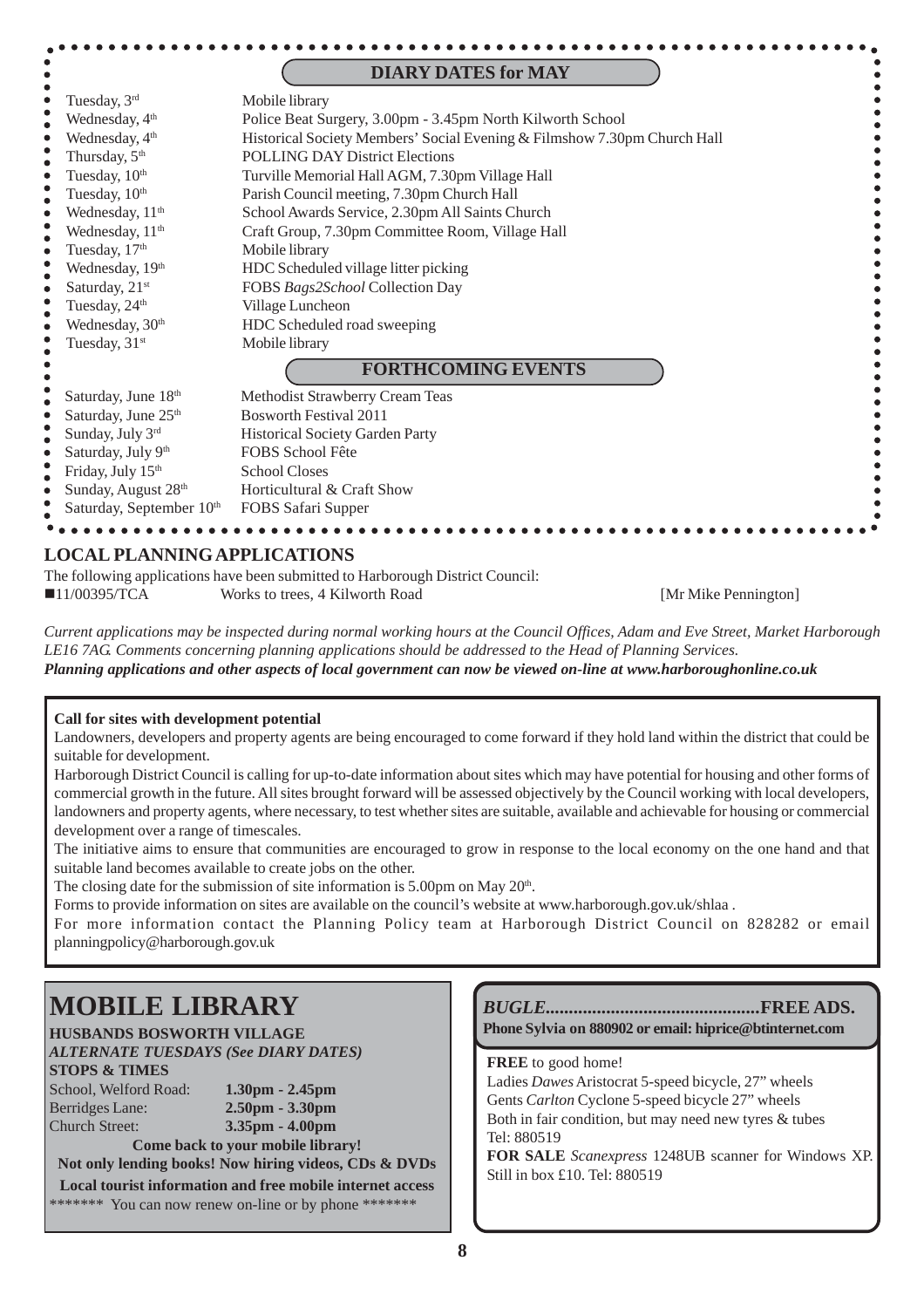## DIARY DATES for MAY

| | |
|---|---|
| Tuesday, 3rd | Mobile library |
| Wednesday, 4th | Police Beat Surgery, 3.00pm - 3.45pm North Kilworth School |
| Wednesday, 4th | Historical Society Members' Social Evening & Filmshow 7.30pm Church Hall |
| Thursday, 5th | POLLING DAY District Elections |
| Tuesday, 10th | Turville Memorial Hall AGM, 7.30pm Village Hall |
| Tuesday, 10th | Parish Council meeting, 7.30pm Church Hall |
| Wednesday, 11th | School Awards Service, 2.30pm All Saints Church |
| Wednesday, 11th | Craft Group, 7.30pm Committee Room, Village Hall |
| Tuesday, 17th | Mobile library |
| Wednesday, 19th | HDC Scheduled village litter picking |
| Saturday, 21st | FOBS *Bags2School* Collection Day |
| Tuesday, 24th | Village Luncheon |
| Wednesday, 30th | HDC Scheduled road sweeping |
| Tuesday, 31st | Mobile library |

## FORTHCOMING EVENTS

| | |
|---|---|
| Saturday, June 18th | Methodist Strawberry Cream Teas |
| Saturday, June 25th | Bosworth Festival 2011 |
| Sunday, July 3rd | Historical Society Garden Party |
| Saturday, July 9th | FOBS School Fête |
| Friday, July 15th | School Closes |
| Sunday, August 28th | Horticultural & Craft Show |
| Saturday, September 10th | FOBS Safari Supper |

## LOCAL PLANNING APPLICATIONS

The following applications have been submitted to Harborough District Council:

- 11/00395/TCA — Works to trees, 4 Kilworth Road — [Mr Mike Pennington]

*Current applications may be inspected during normal working hours at the Council Offices, Adam and Eve Street, Market Harborough LE16 7AG. Comments concerning planning applications should be addressed to the Head of Planning Services.*

***Planning applications and other aspects of local government can now be viewed on-line at www.harboroughonline.co.uk***

**Call for sites with development potential**

Landowners, developers and property agents are being encouraged to come forward if they hold land within the district that could be suitable for development.

Harborough District Council is calling for up-to-date information about sites which may have potential for housing and other forms of commercial growth in the future. All sites brought forward will be assessed objectively by the Council working with local developers, landowners and property agents, where necessary, to test whether sites are suitable, available and achievable for housing or commercial development over a range of timescales.

The initiative aims to ensure that communities are encouraged to grow in response to the local economy on the one hand and that suitable land becomes available to create jobs on the other.

The closing date for the submission of site information is 5.00pm on May 20th.

Forms to provide information on sites are available on the council's website at www.harborough.gov.uk/shlaa .

For more information contact the Planning Policy team at Harborough District Council on 828282 or email planningpolicy@harborough.gov.uk

# MOBILE LIBRARY

**HUSBANDS BOSWORTH VILLAGE**

***ALTERNATE TUESDAYS (See DIARY DATES)***

**STOPS & TIMES**

| | |
|---|---|
| School, Welford Road: | **1.30pm - 2.45pm** |
| Berridges Lane: | **2.50pm - 3.30pm** |
| Church Street: | **3.35pm - 4.00pm** |

**Come back to your mobile library!**

**Not only lending books! Now hiring videos, CDs & DVDs**

**Local tourist information and free mobile internet access**

******* You can now renew on-line or by phone *******

***BUGLE*..............................................FREE ADS.**

**Phone Sylvia on 880902 or email: hiprice@btinternet.com**

**FREE** to good home!
Ladies *Dawes* Aristocrat 5-speed bicycle, 27" wheels
Gents *Carlton* Cyclone 5-speed bicycle 27" wheels
Both in fair condition, but may need new tyres & tubes
Tel: 880519

**FOR SALE** *Scanexpress* 1248UB scanner for Windows XP. Still in box £10. Tel: 880519